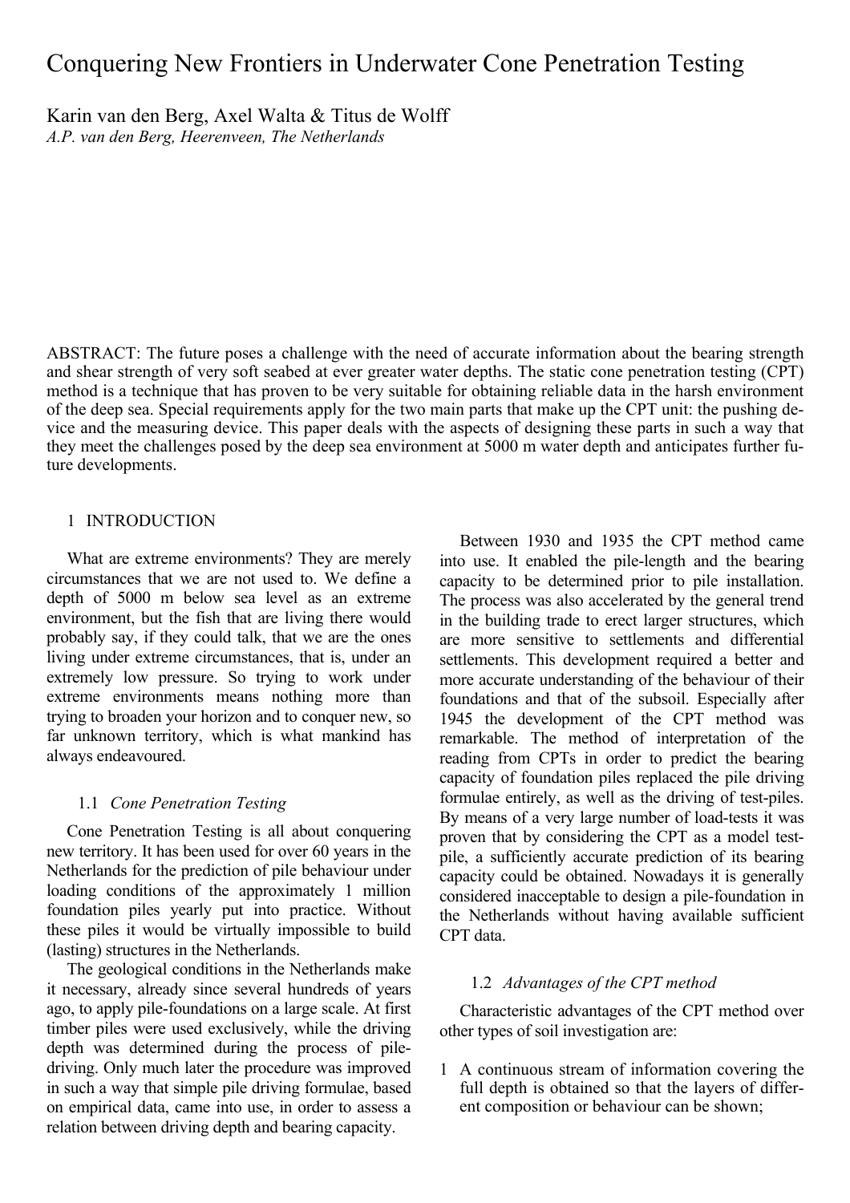# Conquering New Frontiers in Underwater Cone Penetration Testing

Karin van den Berg, Axel Walta & Titus de Wolff

*A.P. van den Berg, Heerenveen, The Netherlands*

ABSTRACT: The future poses a challenge with the need of accurate information about the bearing strength and shear strength of very soft seabed at ever greater water depths. The static cone penetration testing (CPT) method is a technique that has proven to be very suitable for obtaining reliable data in the harsh environment of the deep sea. Special requirements apply for the two main parts that make up the CPT unit: the pushing device and the measuring device. This paper deals with the aspects of designing these parts in such a way that they meet the challenges posed by the deep sea environment at 5000 m water depth and anticipates further future developments.

## 1 INTRODUCTION

What are extreme environments? They are merely circumstances that we are not used to. We define a depth of 5000 m below sea level as an extreme environment, but the fish that are living there would probably say, if they could talk, that we are the ones living under extreme circumstances, that is, under an extremely low pressure. So trying to work under extreme environments means nothing more than trying to broaden your horizon and to conquer new, so far unknown territory, which is what mankind has always endeavoured.

### 1.1 *Cone Penetration Testing*

Cone Penetration Testing is all about conquering new territory. It has been used for over 60 years in the Netherlands for the prediction of pile behaviour under loading conditions of the approximately 1 million foundation piles yearly put into practice. Without these piles it would be virtually impossible to build (lasting) structures in the Netherlands.

The geological conditions in the Netherlands make it necessary, already since several hundreds of years ago, to apply pile-foundations on a large scale. At first timber piles were used exclusively, while the driving depth was determined during the process of pile-driving. Only much later the procedure was improved in such a way that simple pile driving formulae, based on empirical data, came into use, in order to assess a relation between driving depth and bearing capacity.

Between 1930 and 1935 the CPT method came into use. It enabled the pile-length and the bearing capacity to be determined prior to pile installation. The process was also accelerated by the general trend in the building trade to erect larger structures, which are more sensitive to settlements and differential settlements. This development required a better and more accurate understanding of the behaviour of their foundations and that of the subsoil. Especially after 1945 the development of the CPT method was remarkable. The method of interpretation of the reading from CPTs in order to predict the bearing capacity of foundation piles replaced the pile driving formulae entirely, as well as the driving of test-piles. By means of a very large number of load-tests it was proven that by considering the CPT as a model test-pile, a sufficiently accurate prediction of its bearing capacity could be obtained. Nowadays it is generally considered inacceptable to design a pile-foundation in the Netherlands without having available sufficient CPT data.

### 1.2 *Advantages of the CPT method*

Characteristic advantages of the CPT method over other types of soil investigation are:

1. A continuous stream of information covering the full depth is obtained so that the layers of different composition or behaviour can be shown;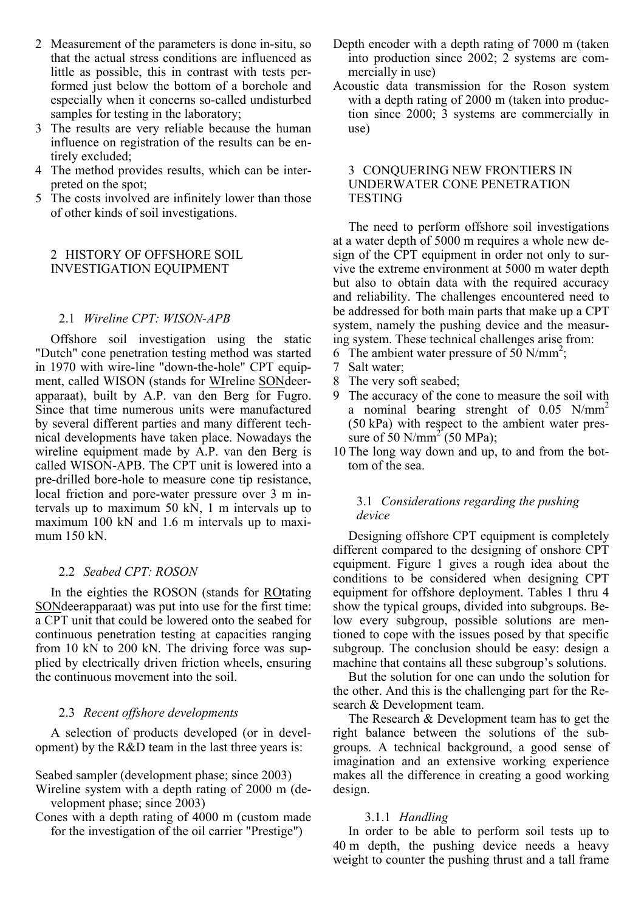2 Measurement of the parameters is done in-situ, so that the actual stress conditions are influenced as little as possible, this in contrast with tests performed just below the bottom of a borehole and especially when it concerns so-called undisturbed samples for testing in the laboratory;
3 The results are very reliable because the human influence on registration of the results can be entirely excluded;
4 The method provides results, which can be interpreted on the spot;
5 The costs involved are infinitely lower than those of other kinds of soil investigations.

## 2 HISTORY OF OFFSHORE SOIL INVESTIGATION EQUIPMENT

### 2.1 *Wireline CPT: WISON-APB*

Offshore soil investigation using the static "Dutch" cone penetration testing method was started in 1970 with wire-line "down-the-hole" CPT equipment, called WISON (stands for WIreline SONdeerapparaat), built by A.P. van den Berg for Fugro. Since that time numerous units were manufactured by several different parties and many different technical developments have taken place. Nowadays the wireline equipment made by A.P. van den Berg is called WISON-APB. The CPT unit is lowered into a pre-drilled bore-hole to measure cone tip resistance, local friction and pore-water pressure over 3 m intervals up to maximum 50 kN, 1 m intervals up to maximum 100 kN and 1.6 m intervals up to maximum 150 kN.

### 2.2 *Seabed CPT: ROSON*

In the eighties the ROSON (stands for ROtating SONdeerapparaat) was put into use for the first time: a CPT unit that could be lowered onto the seabed for continuous penetration testing at capacities ranging from 10 kN to 200 kN. The driving force was supplied by electrically driven friction wheels, ensuring the continuous movement into the soil.

### 2.3 *Recent offshore developments*

A selection of products developed (or in development) by the R&D team in the last three years is:

Seabed sampler (development phase; since 2003)
Wireline system with a depth rating of 2000 m (development phase; since 2003)
Cones with a depth rating of 4000 m (custom made for the investigation of the oil carrier "Prestige")
Depth encoder with a depth rating of 7000 m (taken into production since 2002; 2 systems are commercially in use)
Acoustic data transmission for the Roson system with a depth rating of 2000 m (taken into production since 2000; 3 systems are commercially in use)

## 3 CONQUERING NEW FRONTIERS IN UNDERWATER CONE PENETRATION TESTING

The need to perform offshore soil investigations at a water depth of 5000 m requires a whole new design of the CPT equipment in order not only to survive the extreme environment at 5000 m water depth but also to obtain data with the required accuracy and reliability. The challenges encountered need to be addressed for both main parts that make up a CPT system, namely the pushing device and the measuring system. These technical challenges arise from:

6 The ambient water pressure of 50 N/mm$^2$;
7 Salt water;
8 The very soft seabed;
9 The accuracy of the cone to measure the soil with a nominal bearing strenght of 0.05 N/mm$^2$ (50 kPa) with respect to the ambient water pressure of 50 N/mm$^2$ (50 MPa);
10 The long way down and up, to and from the bottom of the sea.

### 3.1 *Considerations regarding the pushing device*

Designing offshore CPT equipment is completely different compared to the designing of onshore CPT equipment. Figure 1 gives a rough idea about the conditions to be considered when designing CPT equipment for offshore deployment. Tables 1 thru 4 show the typical groups, divided into subgroups. Below every subgroup, possible solutions are mentioned to cope with the issues posed by that specific subgroup. The conclusion should be easy: design a machine that contains all these subgroup's solutions.

But the solution for one can undo the solution for the other. And this is the challenging part for the Research & Development team.

The Research & Development team has to get the right balance between the solutions of the subgroups. A technical background, a good sense of imagination and an extensive working experience makes all the difference in creating a good working design.

#### 3.1.1 *Handling*

In order to be able to perform soil tests up to 40 m depth, the pushing device needs a heavy weight to counter the pushing thrust and a tall frame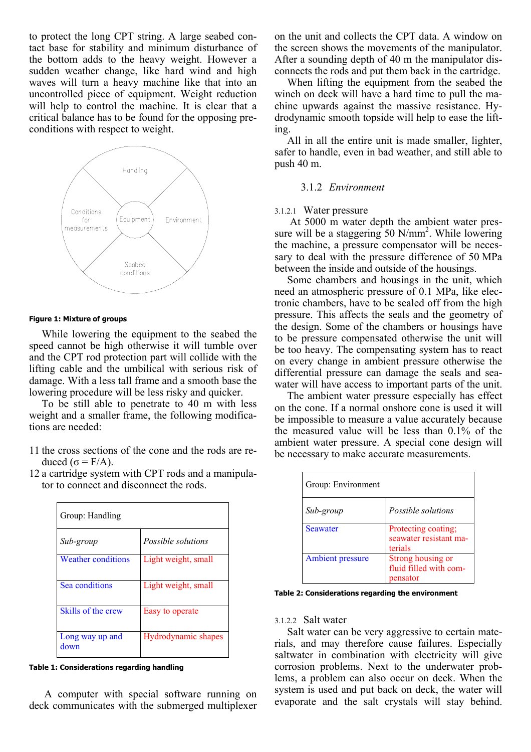to protect the long CPT string. A large seabed contact base for stability and minimum disturbance of the bottom adds to the heavy weight. However a sudden weather change, like hard wind and high waves will turn a heavy machine like that into an uncontrolled piece of equipment. Weight reduction will help to control the machine. It is clear that a critical balance has to be found for the opposing preconditions with respect to weight.

Handling

Conditions for measurements

Equipment

Environment

Seabed conditions

**Figure 1: Mixture of groups**

While lowering the equipment to the seabed the speed cannot be high otherwise it will tumble over and the CPT rod protection part will collide with the lifting cable and the umbilical with serious risk of damage. With a less tall frame and a smooth base the lowering procedure will be less risky and quicker.

To be still able to penetrate to 40 m with less weight and a smaller frame, the following modifications are needed:

11 the cross sections of the cone and the rods are reduced ($\sigma = F/A$).
12 a cartridge system with CPT rods and a manipulator to connect and disconnect the rods.

| Group: Handling | |
|---|---|
| *Sub-group* | *Possible solutions* |
| Weather conditions | Light weight, small |
| Sea conditions | Light weight, small |
| Skills of the crew | Easy to operate |
| Long way up and down | Hydrodynamic shapes |

**Table 1: Considerations regarding handling**

A computer with special software running on deck communicates with the submerged multiplexer on the unit and collects the CPT data. A window on the screen shows the movements of the manipulator. After a sounding depth of 40 m the manipulator disconnects the rods and put them back in the cartridge.

When lifting the equipment from the seabed the winch on deck will have a hard time to pull the machine upwards against the massive resistance. Hydrodynamic smooth topside will help to ease the lifting.

All in all the entire unit is made smaller, lighter, safer to handle, even in bad weather, and still able to push 40 m.

### 3.1.2 *Environment*

#### 3.1.2.1 Water pressure

At 5000 m water depth the ambient water pressure will be a staggering 50 $N/mm^2$. While lowering the machine, a pressure compensator will be necessary to deal with the pressure difference of 50 MPa between the inside and outside of the housings.

Some chambers and housings in the unit, which need an atmospheric pressure of 0.1 MPa, like electronic chambers, have to be sealed off from the high pressure. This affects the seals and the geometry of the design. Some of the chambers or housings have to be pressure compensated otherwise the unit will be too heavy. The compensating system has to react on every change in ambient pressure otherwise the differential pressure can damage the seals and seawater will have access to important parts of the unit.

The ambient water pressure especially has effect on the cone. If a normal onshore cone is used it will be impossible to measure a value accurately because the measured value will be less than 0.1% of the ambient water pressure. A special cone design will be necessary to make accurate measurements.

| Group: Environment | |
|---|---|
| *Sub-group* | *Possible solutions* |
| Seawater | Protecting coating; seawater resistant materials |
| Ambient pressure | Strong housing or fluid filled with compensator |

**Table 2: Considerations regarding the environment**

#### 3.1.2.2 Salt water

Salt water can be very aggressive to certain materials, and may therefore cause failures. Especially saltwater in combination with electricity will give corrosion problems. Next to the underwater problems, a problem can also occur on deck. When the system is used and put back on deck, the water will evaporate and the salt crystals will stay behind.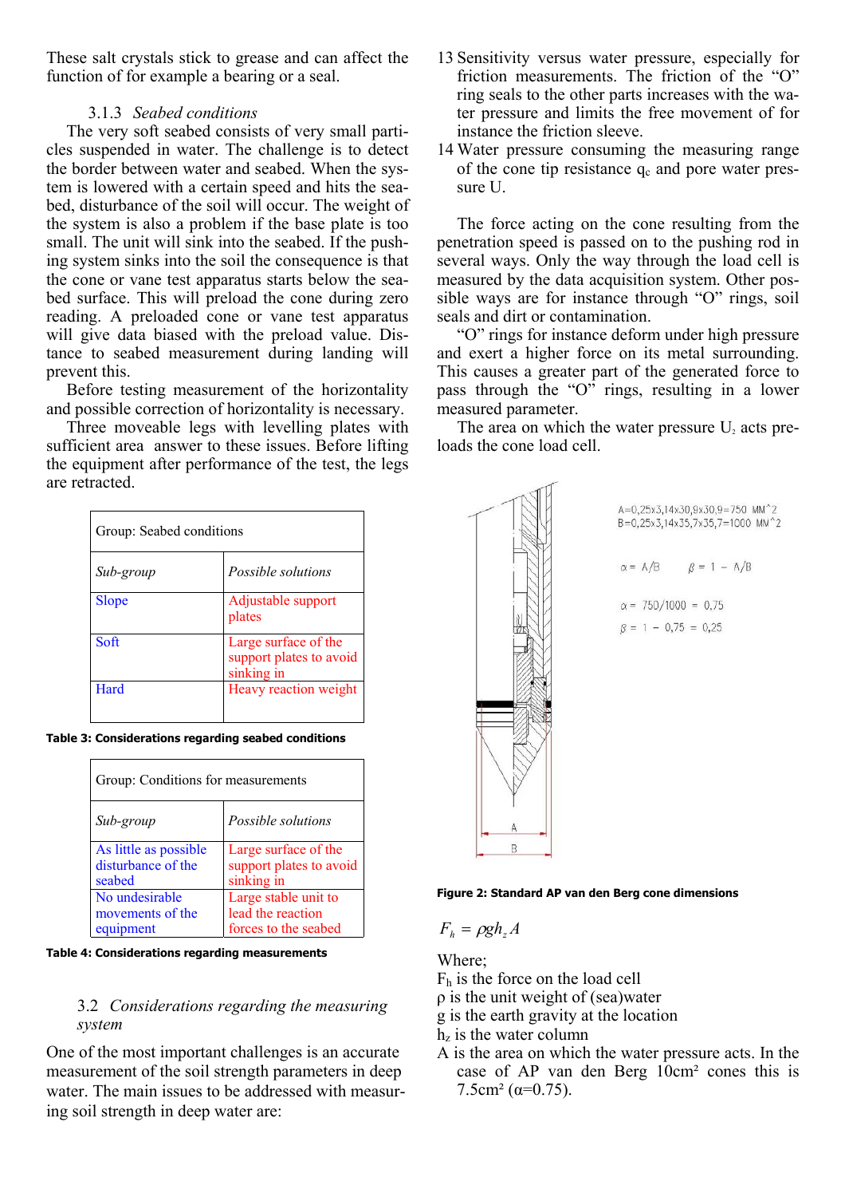These salt crystals stick to grease and can affect the function of for example a bearing or a seal.

### 3.1.3 *Seabed conditions*

The very soft seabed consists of very small particles suspended in water. The challenge is to detect the border between water and seabed. When the system is lowered with a certain speed and hits the seabed, disturbance of the soil will occur. The weight of the system is also a problem if the base plate is too small. The unit will sink into the seabed. If the pushing system sinks into the soil the consequence is that the cone or vane test apparatus starts below the seabed surface. This will preload the cone during zero reading. A preloaded cone or vane test apparatus will give data biased with the preload value. Distance to seabed measurement during landing will prevent this.

Before testing measurement of the horizontality and possible correction of horizontality is necessary.

Three moveable legs with levelling plates with sufficient area answer to these issues. Before lifting the equipment after performance of the test, the legs are retracted.

| Group: Seabed conditions | |
|---|---|
| *Sub-group* | *Possible solutions* |
| Slope | Adjustable support plates |
| Soft | Large surface of the support plates to avoid sinking in |
| Hard | Heavy reaction weight |

**Table 3: Considerations regarding seabed conditions**

| Group: Conditions for measurements | |
|---|---|
| *Sub-group* | *Possible solutions* |
| As little as possible disturbance of the seabed | Large surface of the support plates to avoid sinking in |
| No undesirable movements of the equipment | Large stable unit to lead the reaction forces to the seabed |

**Table 4: Considerations regarding measurements**

## 3.2 *Considerations regarding the measuring system*

One of the most important challenges is an accurate measurement of the soil strength parameters in deep water. The main issues to be addressed with measuring soil strength in deep water are:

13 Sensitivity versus water pressure, especially for friction measurements. The friction of the "O" ring seals to the other parts increases with the water pressure and limits the free movement of for instance the friction sleeve.

14 Water pressure consuming the measuring range of the cone tip resistance $q_c$ and pore water pressure U.

The force acting on the cone resulting from the penetration speed is passed on to the pushing rod in several ways. Only the way through the load cell is measured by the data acquisition system. Other possible ways are for instance through "O" rings, soil seals and dirt or contamination.

"O" rings for instance deform under high pressure and exert a higher force on its metal surrounding. This causes a greater part of the generated force to pass through the "O" rings, resulting in a lower measured parameter.

The area on which the water pressure $U_2$ acts preloads the cone load cell.

A=0,25x3,14x30,9x30,9=750 MM^2
B=0,25x3,14x35,7x35,7=1000 MM^2

$\alpha$ = A/B $\beta$ = 1 − A/B

$\alpha$ = 750/1000 = 0,75
$\beta$ = 1 − 0,75 = 0,25

**Figure 2: Standard AP van den Berg cone dimensions**

$$F_h = \rho g h_z A$$

Where;
$F_h$ is the force on the load cell
$\rho$ is the unit weight of (sea)water
g is the earth gravity at the location
$h_z$ is the water column
A is the area on which the water pressure acts. In the case of AP van den Berg 10cm² cones this is 7.5cm² ($\alpha$=0.75).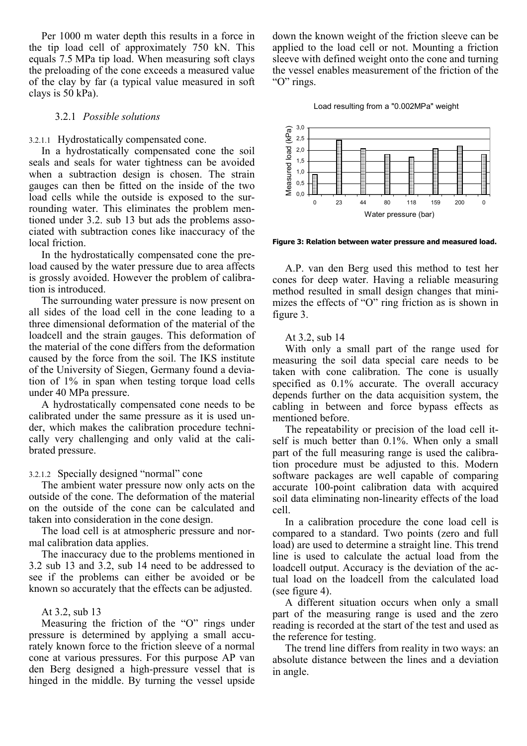Per 1000 m water depth this results in a force in the tip load cell of approximately 750 kN. This equals 7.5 MPa tip load. When measuring soft clays the preloading of the cone exceeds a measured value of the clay by far (a typical value measured in soft clays is 50 kPa).

#### 3.2.1 *Possible solutions*

##### 3.2.1.1 Hydrostatically compensated cone.

In a hydrostatically compensated cone the soil seals and seals for water tightness can be avoided when a subtraction design is chosen. The strain gauges can then be fitted on the inside of the two load cells while the outside is exposed to the surrounding water. This eliminates the problem mentioned under 3.2. sub 13 but ads the problems associated with subtraction cones like inaccuracy of the local friction.

In the hydrostatically compensated cone the preload caused by the water pressure due to area affects is grossly avoided. However the problem of calibration is introduced.

The surrounding water pressure is now present on all sides of the load cell in the cone leading to a three dimensional deformation of the material of the loadcell and the strain gauges. This deformation of the material of the cone differs from the deformation caused by the force from the soil. The IKS institute of the University of Siegen, Germany found a deviation of 1% in span when testing torque load cells under 40 MPa pressure.

A hydrostatically compensated cone needs to be calibrated under the same pressure as it is used under, which makes the calibration procedure technically very challenging and only valid at the calibrated pressure.

##### 3.2.1.2 Specially designed "normal" cone

The ambient water pressure now only acts on the outside of the cone. The deformation of the material on the outside of the cone can be calculated and taken into consideration in the cone design.

The load cell is at atmospheric pressure and normal calibration data applies.

The inaccuracy due to the problems mentioned in 3.2 sub 13 and 3.2, sub 14 need to be addressed to see if the problems can either be avoided or be known so accurately that the effects can be adjusted.

At 3.2, sub 13

Measuring the friction of the "O" rings under pressure is determined by applying a small accurately known force to the friction sleeve of a normal cone at various pressures. For this purpose AP van den Berg designed a high-pressure vessel that is hinged in the middle. By turning the vessel upside down the known weight of the friction sleeve can be applied to the load cell or not. Mounting a friction sleeve with defined weight onto the cone and turning the vessel enables measurement of the friction of the "O" rings.

Load resulting from a "0.002MPa" weight

| Water pressure (bar) | 0 | 23 | 44 | 80 | 118 | 159 | 200 | 0 |
|---|---|---|---|---|---|---|---|---|
| Measured load (kPa) | ~0.9 | ~2.45 | ~2.05 | ~1.8 | ~1.7 | ~2.05 | ~2.2 | ~1.8 |

**Figure 3: Relation between water pressure and measured load.**

A.P. van den Berg used this method to test her cones for deep water. Having a reliable measuring method resulted in small design changes that minimizes the effects of "O" ring friction as is shown in figure 3.

At 3.2, sub 14

With only a small part of the range used for measuring the soil data special care needs to be taken with cone calibration. The cone is usually specified as 0.1% accurate. The overall accuracy depends further on the data acquisition system, the cabling in between and force bypass effects as mentioned before.

The repeatability or precision of the load cell itself is much better than 0.1%. When only a small part of the full measuring range is used the calibration procedure must be adjusted to this. Modern software packages are well capable of comparing accurate 100-point calibration data with acquired soil data eliminating non-linearity effects of the load cell.

In a calibration procedure the cone load cell is compared to a standard. Two points (zero and full load) are used to determine a straight line. This trend line is used to calculate the actual load from the loadcell output. Accuracy is the deviation of the actual load on the loadcell from the calculated load (see figure 4).

A different situation occurs when only a small part of the measuring range is used and the zero reading is recorded at the start of the test and used as the reference for testing.

The trend line differs from reality in two ways: an absolute distance between the lines and a deviation in angle.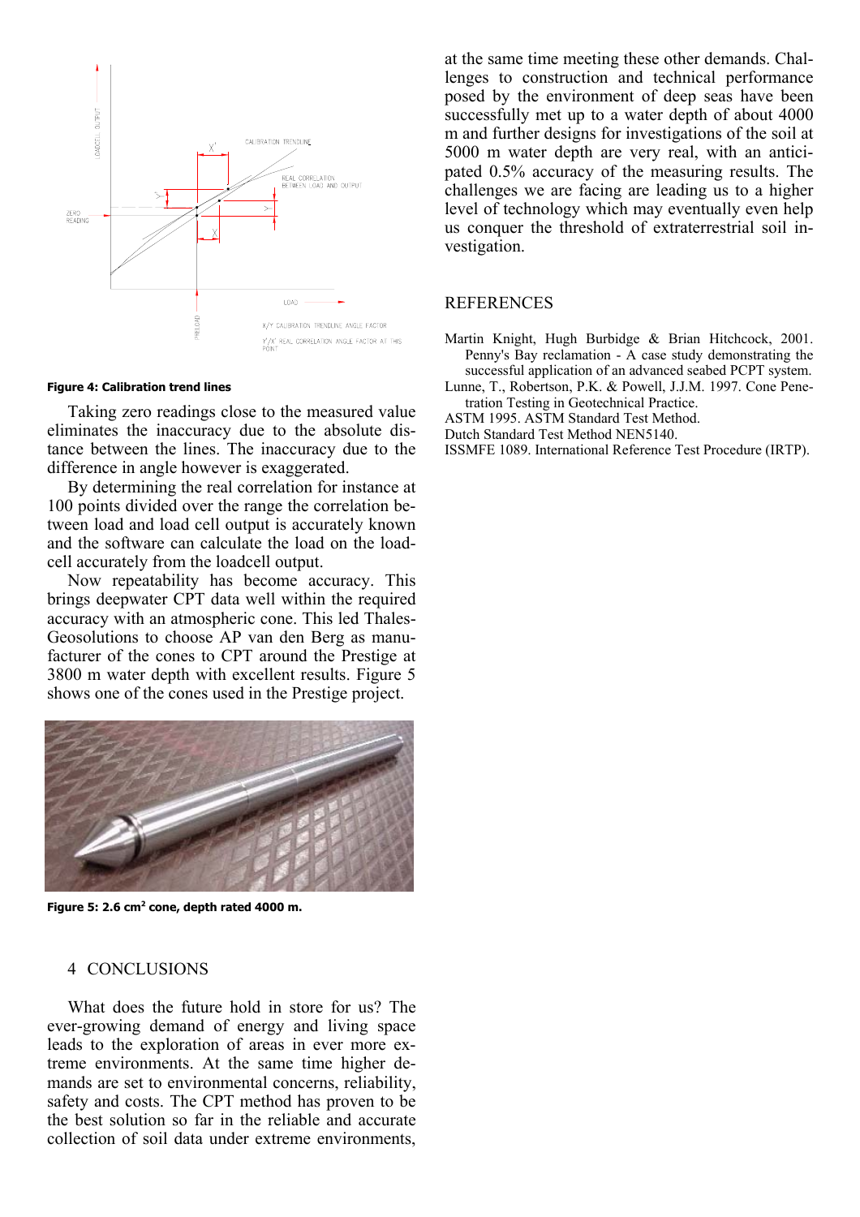LOADCELL OUTPUT

CALIBRATION TRENDLINE

X'

Y'

REAL CORRELATION BETWEEN LOAD AND OUTPUT

ZERO READING

Y

X

LOAD

PRELOAD

X/Y CALIBRATION TRENDLINE ANGLE FACTOR

Y'/X' REAL CORRELATION ANGLE FACTOR AT THIS POINT

**Figure 4: Calibration trend lines**

Taking zero readings close to the measured value eliminates the inaccuracy due to the absolute distance between the lines. The inaccuracy due to the difference in angle however is exaggerated.

By determining the real correlation for instance at 100 points divided over the range the correlation between load and load cell output is accurately known and the software can calculate the load on the loadcell accurately from the loadcell output.

Now repeatability has become accuracy. This brings deepwater CPT data well within the required accuracy with an atmospheric cone. This led Thales-Geosolutions to choose AP van den Berg as manufacturer of the cones to CPT around the Prestige at 3800 m water depth with excellent results. Figure 5 shows one of the cones used in the Prestige project.

**Figure 5: 2.6 cm² cone, depth rated 4000 m.**

## 4 CONCLUSIONS

What does the future hold in store for us? The ever-growing demand of energy and living space leads to the exploration of areas in ever more extreme environments. At the same time higher demands are set to environmental concerns, reliability, safety and costs. The CPT method has proven to be the best solution so far in the reliable and accurate collection of soil data under extreme environments, at the same time meeting these other demands. Challenges to construction and technical performance posed by the environment of deep seas have been successfully met up to a water depth of about 4000 m and further designs for investigations of the soil at 5000 m water depth are very real, with an anticipated 0.5% accuracy of the measuring results. The challenges we are facing are leading us to a higher level of technology which may eventually even help us conquer the threshold of extraterrestrial soil investigation.

## REFERENCES

Martin Knight, Hugh Burbidge & Brian Hitchcock, 2001. Penny's Bay reclamation - A case study demonstrating the successful application of an advanced seabed PCPT system.

Lunne, T., Robertson, P.K. & Powell, J.J.M. 1997. Cone Penetration Testing in Geotechnical Practice.

ASTM 1995. ASTM Standard Test Method.

Dutch Standard Test Method NEN5140.

ISSMFE 1089. International Reference Test Procedure (IRTP).